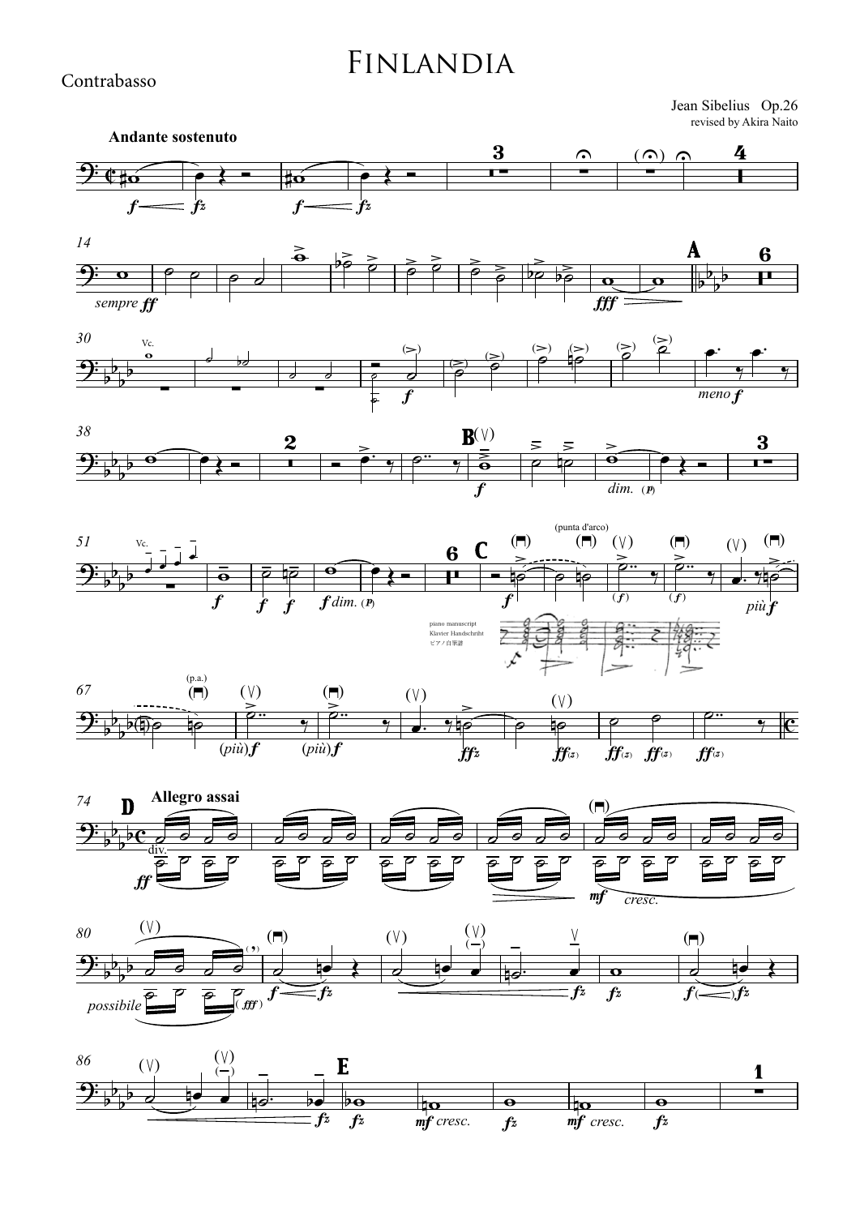Contrabasso

# Finlandia

Jean Sibelius Op.26

revised by Akira Naito

**Andante sostenuto**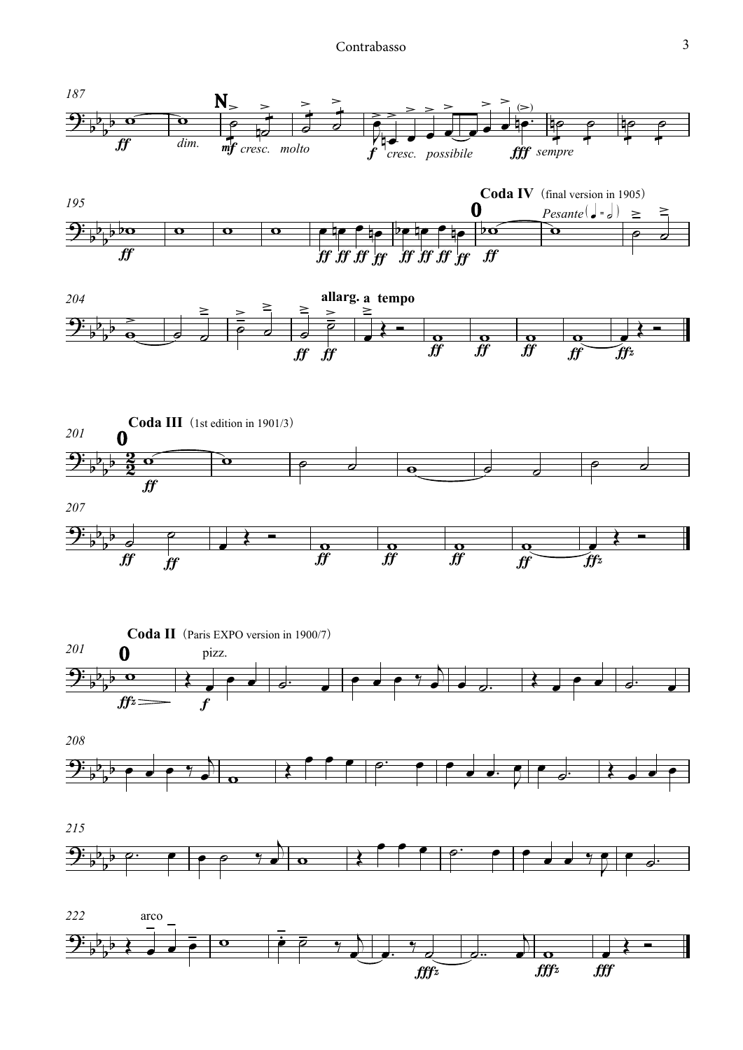## Coda IV (final version in 1905)

## Coda III (1st edition in 1901/3)

## Coda II (Paris EXPO version in 1900/7)